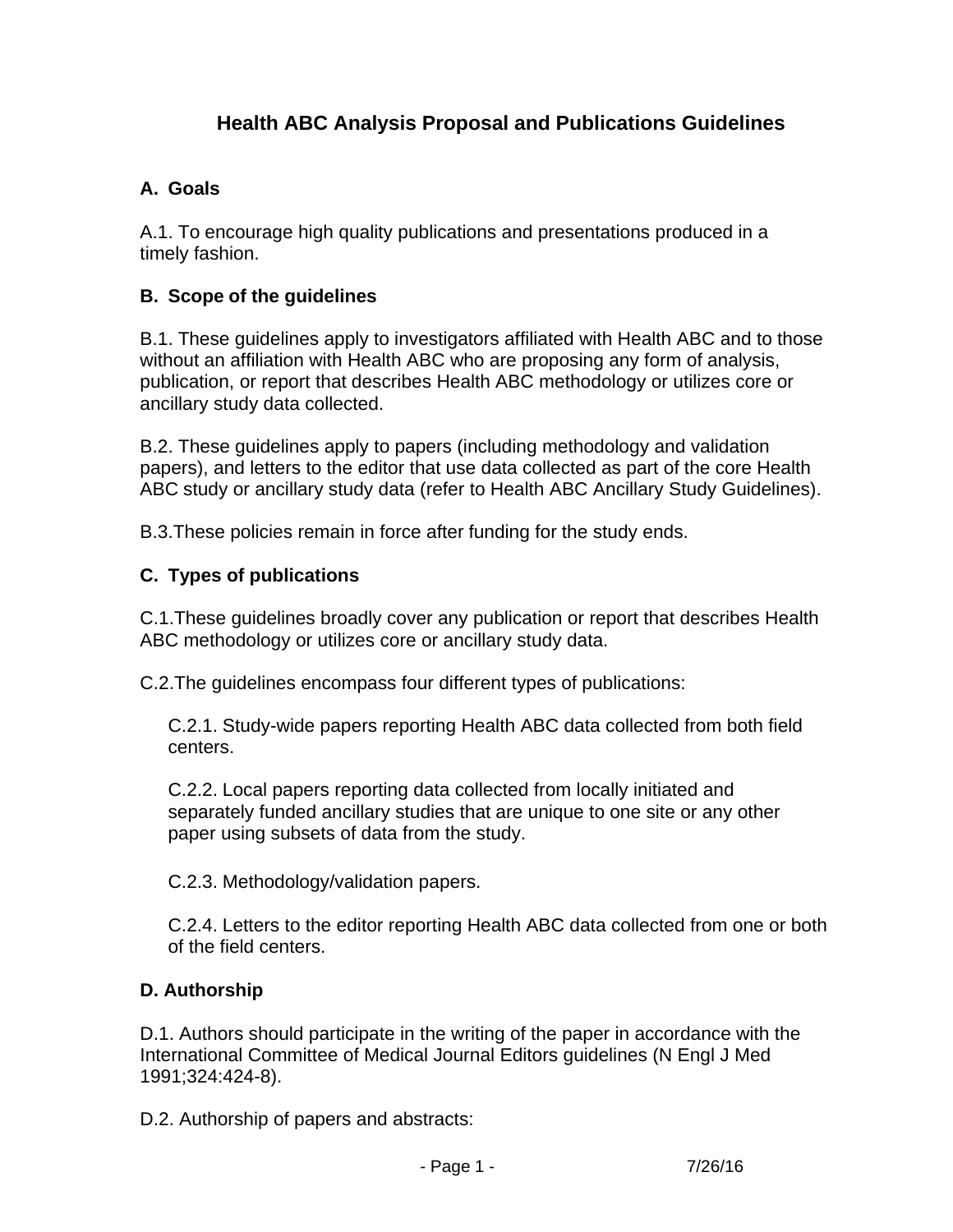# Health ABC Analysis Proposal and Publications Guidelines

## A. Goals

A.1. To encourage high quality publications and presentations produced in a timely fashion.

## B. Scope of the guidelines

B.1. These guidelines apply to investigators affiliated with Health ABC and to those without an affiliation with Health ABC who are proposing any form of analysis, publication, or report that describes Health ABC methodology or utilizes core or ancillary study data collected.

B.2. These guidelines apply to papers (including methodology and validation papers), and letters to the editor that use data collected as part of the core Health ABC study or ancillary study data (refer to Health ABC Ancillary Study Guidelines).

B.3.These policies remain in force after funding for the study ends.

## C. Types of publications

C.1.These guidelines broadly cover any publication or report that describes Health ABC methodology or utilizes core or ancillary study data.

C.2.The guidelines encompass four different types of publications:

C.2.1. Study-wide papers reporting Health ABC data collected from both field centers.

C.2.2. Local papers reporting data collected from locally initiated and separately funded ancillary studies that are unique to one site or any other paper using subsets of data from the study.

C.2.3. Methodology/validation papers.

C.2.4. Letters to the editor reporting Health ABC data collected from one or both of the field centers.

## D. Authorship

D.1. Authors should participate in the writing of the paper in accordance with the International Committee of Medical Journal Editors guidelines (N Engl J Med 1991;324:424-8).

D.2. Authorship of papers and abstracts: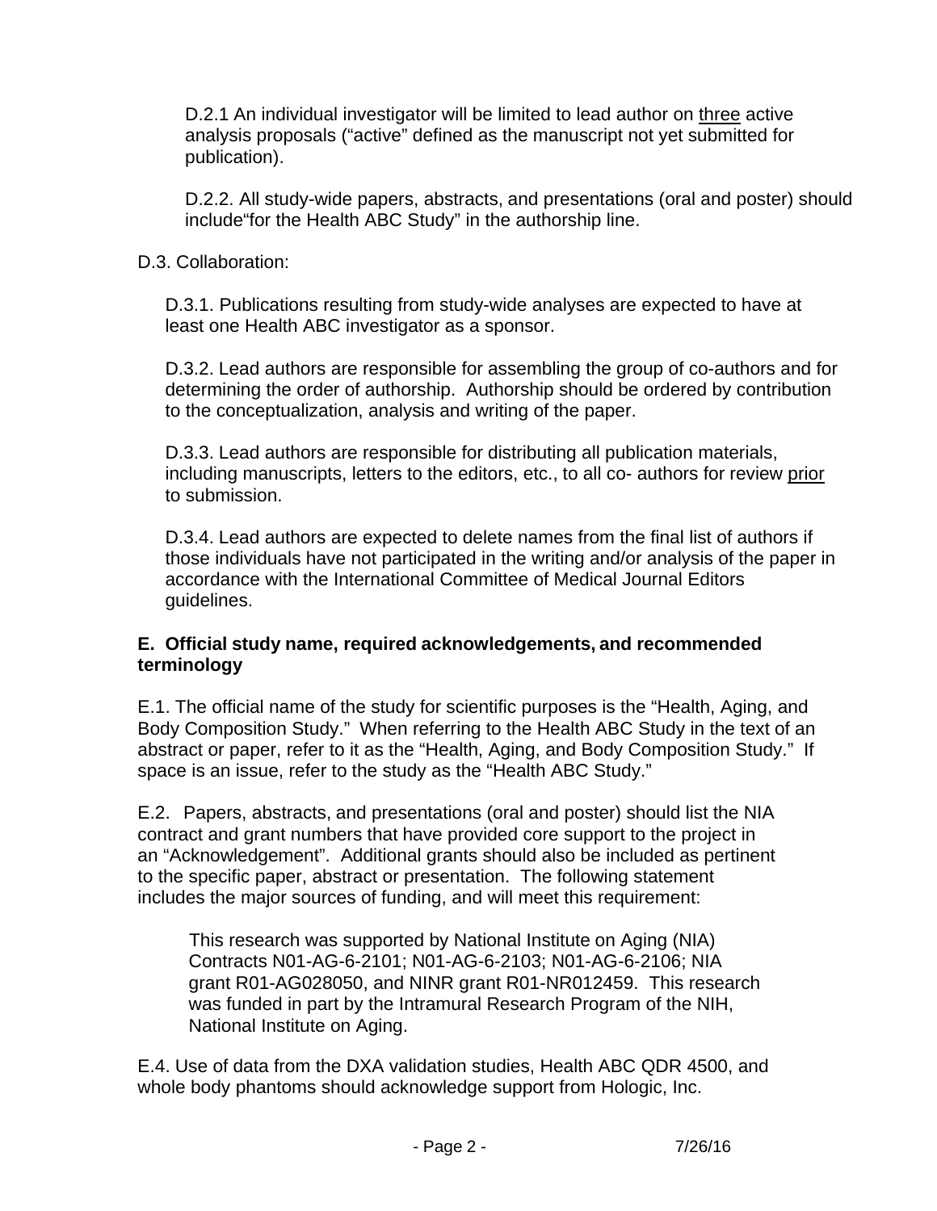D.2.1 An individual investigator will be limited to lead author on <u>three</u> active analysis proposals ("active" defined as the manuscript not yet submitted for publication).

D.2.2. All study-wide papers, abstracts, and presentations (oral and poster) should include"for the Health ABC Study" in the authorship line.

D.3. Collaboration:

D.3.1. Publications resulting from study-wide analyses are expected to have at least one Health ABC investigator as a sponsor.

D.3.2. Lead authors are responsible for assembling the group of co-authors and for determining the order of authorship. Authorship should be ordered by contribution to the conceptualization, analysis and writing of the paper.

D.3.3. Lead authors are responsible for distributing all publication materials, including manuscripts, letters to the editors, etc., to all co- authors for review <u>prior</u> to submission.

D.3.4. Lead authors are expected to delete names from the final list of authors if those individuals have not participated in the writing and/or analysis of the paper in accordance with the International Committee of Medical Journal Editors guidelines.

**E. Official study name, required acknowledgements, and recommended terminology**

E.1. The official name of the study for scientific purposes is the "Health, Aging, and Body Composition Study." When referring to the Health ABC Study in the text of an abstract or paper, refer to it as the "Health, Aging, and Body Composition Study." If space is an issue, refer to the study as the "Health ABC Study."

E.2. Papers, abstracts, and presentations (oral and poster) should list the NIA contract and grant numbers that have provided core support to the project in an "Acknowledgement". Additional grants should also be included as pertinent to the specific paper, abstract or presentation. The following statement includes the major sources of funding, and will meet this requirement:

> This research was supported by National Institute on Aging (NIA) Contracts N01-AG-6-2101; N01-AG-6-2103; N01-AG-6-2106; NIA grant R01-AG028050, and NINR grant R01-NR012459. This research was funded in part by the Intramural Research Program of the NIH, National Institute on Aging.

E.4. Use of data from the DXA validation studies, Health ABC QDR 4500, and whole body phantoms should acknowledge support from Hologic, Inc.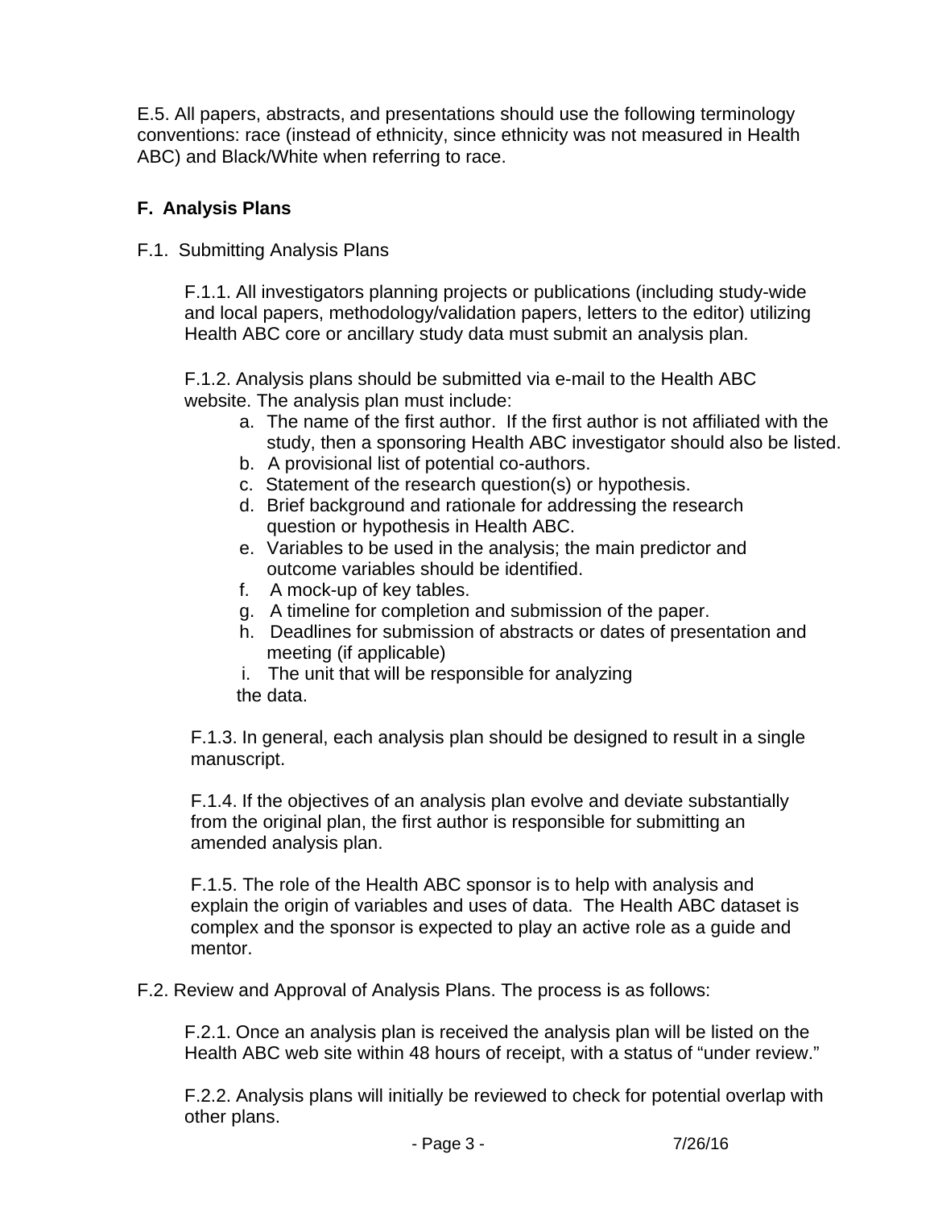E.5. All papers, abstracts, and presentations should use the following terminology conventions: race (instead of ethnicity, since ethnicity was not measured in Health ABC) and Black/White when referring to race.

## F. Analysis Plans

F.1. Submitting Analysis Plans

F.1.1. All investigators planning projects or publications (including study-wide and local papers, methodology/validation papers, letters to the editor) utilizing Health ABC core or ancillary study data must submit an analysis plan.

F.1.2. Analysis plans should be submitted via e-mail to the Health ABC website. The analysis plan must include:

a. The name of the first author. If the first author is not affiliated with the study, then a sponsoring Health ABC investigator should also be listed.
b. A provisional list of potential co-authors.
c. Statement of the research question(s) or hypothesis.
d. Brief background and rationale for addressing the research question or hypothesis in Health ABC.
e. Variables to be used in the analysis; the main predictor and outcome variables should be identified.
f. A mock-up of key tables.
g. A timeline for completion and submission of the paper.
h. Deadlines for submission of abstracts or dates of presentation and meeting (if applicable)
i. The unit that will be responsible for analyzing the data.

F.1.3. In general, each analysis plan should be designed to result in a single manuscript.

F.1.4. If the objectives of an analysis plan evolve and deviate substantially from the original plan, the first author is responsible for submitting an amended analysis plan.

F.1.5. The role of the Health ABC sponsor is to help with analysis and explain the origin of variables and uses of data. The Health ABC dataset is complex and the sponsor is expected to play an active role as a guide and mentor.

F.2. Review and Approval of Analysis Plans. The process is as follows:

F.2.1. Once an analysis plan is received the analysis plan will be listed on the Health ABC web site within 48 hours of receipt, with a status of "under review."

F.2.2. Analysis plans will initially be reviewed to check for potential overlap with other plans.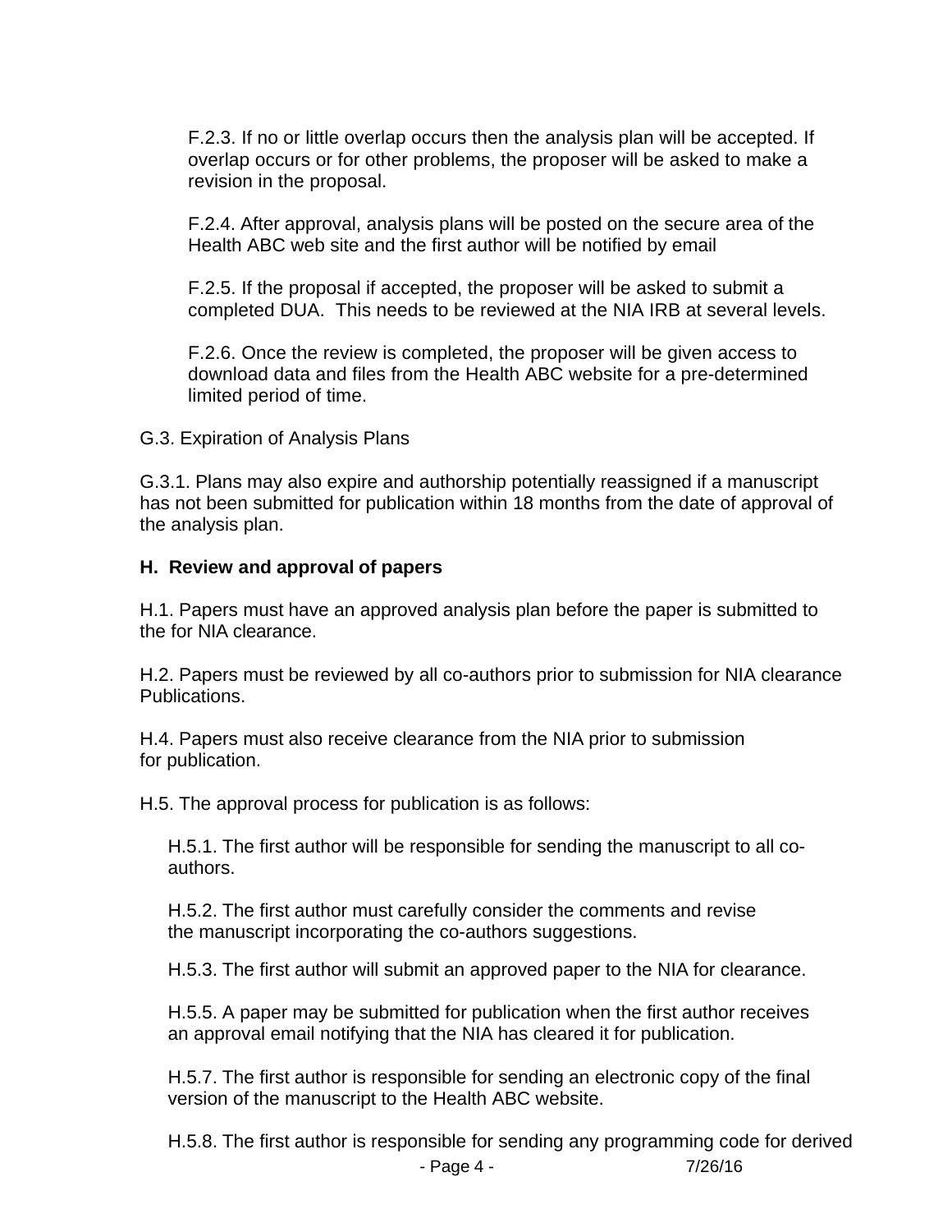F.2.3. If no or little overlap occurs then the analysis plan will be accepted. If overlap occurs or for other problems, the proposer will be asked to make a revision in the proposal.

F.2.4. After approval, analysis plans will be posted on the secure area of the Health ABC web site and the first author will be notified by email

F.2.5. If the proposal if accepted, the proposer will be asked to submit a completed DUA.  This needs to be reviewed at the NIA IRB at several levels.

F.2.6. Once the review is completed, the proposer will be given access to download data and files from the Health ABC website for a pre-determined limited period of time.

G.3. Expiration of Analysis Plans

G.3.1. Plans may also expire and authorship potentially reassigned if a manuscript has not been submitted for publication within 18 months from the date of approval of the analysis plan.

**H.  Review and approval of papers**

H.1. Papers must have an approved analysis plan before the paper is submitted to the for NIA clearance.

H.2. Papers must be reviewed by all co-authors prior to submission for NIA clearance Publications.

H.4. Papers must also receive clearance from the NIA prior to submission for publication.

H.5. The approval process for publication is as follows:

H.5.1. The first author will be responsible for sending the manuscript to all co-authors.

H.5.2. The first author must carefully consider the comments and revise the manuscript incorporating the co-authors suggestions.

H.5.3. The first author will submit an approved paper to the NIA for clearance.

H.5.5. A paper may be submitted for publication when the first author receives an approval email notifying that the NIA has cleared it for publication.

H.5.7. The first author is responsible for sending an electronic copy of the final version of the manuscript to the Health ABC website.

H.5.8. The first author is responsible for sending any programming code for derived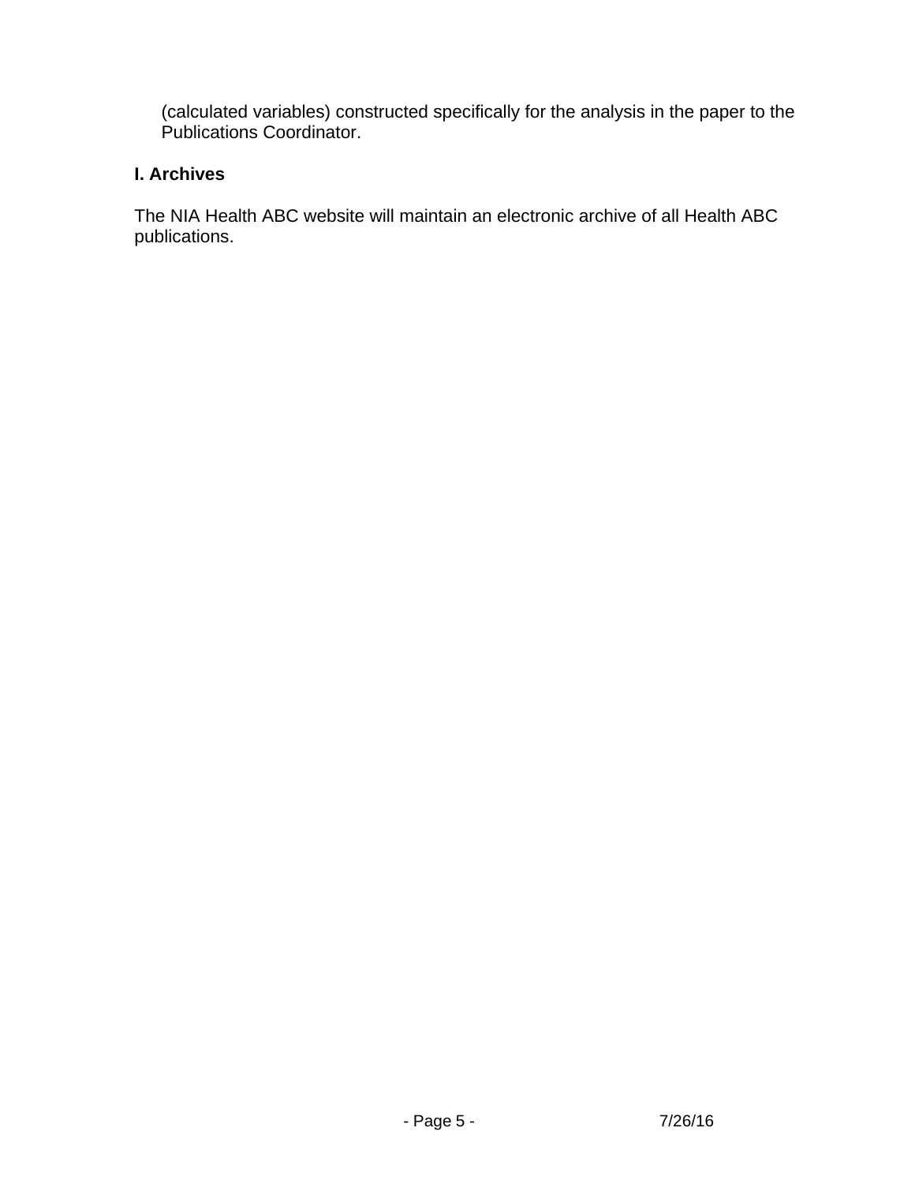(calculated variables) constructed specifically for the analysis in the paper to the Publications Coordinator.

**I. Archives**

The NIA Health ABC website will maintain an electronic archive of all Health ABC publications.